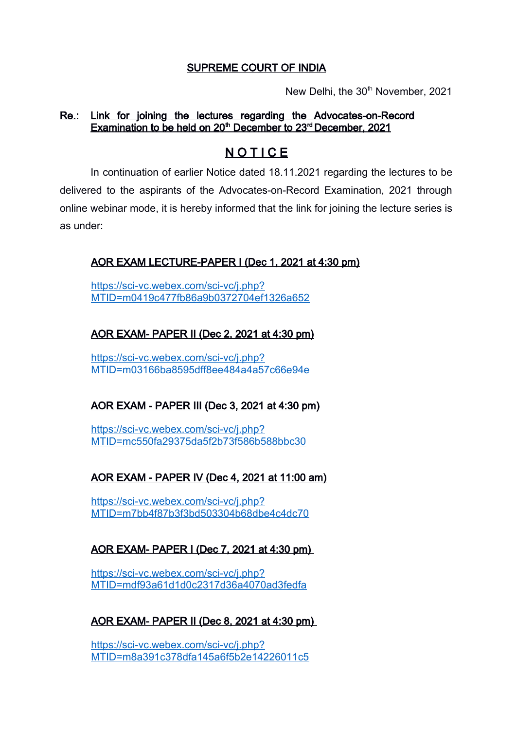## SUPREME COURT OF INDIA

New Delhi, the 30th November, 2021

**Re.: Link for joining the lectures regarding the Advocates-on-Record Examination to be held on 20th December to 23rd December, 2021**

# NOTICE

In continuation of earlier Notice dated 18.11.2021 regarding the lectures to be delivered to the aspirants of the Advocates-on-Record Examination, 2021 through online webinar mode, it is hereby informed that the link for joining the lecture series is as under:

**AOR EXAM LECTURE-PAPER I (Dec 1, 2021 at 4:30 pm)**

https://sci-vc.webex.com/sci-vc/j.php?MTID=m0419c477fb86a9b0372704ef1326a652

**AOR EXAM- PAPER II (Dec 2, 2021 at 4:30 pm)**

https://sci-vc.webex.com/sci-vc/j.php?MTID=m03166ba8595dff8ee484a4a57c66e94e

**AOR EXAM - PAPER III (Dec 3, 2021 at 4:30 pm)**

https://sci-vc.webex.com/sci-vc/j.php?MTID=mc550fa29375da5f2b73f586b588bbc30

**AOR EXAM - PAPER IV (Dec 4, 2021 at 11:00 am)**

https://sci-vc.webex.com/sci-vc/j.php?MTID=m7bb4f87b3f3bd503304b68dbe4c4dc70

**AOR EXAM- PAPER I (Dec 7, 2021 at 4:30 pm)**

https://sci-vc.webex.com/sci-vc/j.php?MTID=mdf93a61d1d0c2317d36a4070ad3fedfa

**AOR EXAM- PAPER II (Dec 8, 2021 at 4:30 pm)**

https://sci-vc.webex.com/sci-vc/j.php?MTID=m8a391c378dfa145a6f5b2e14226011c5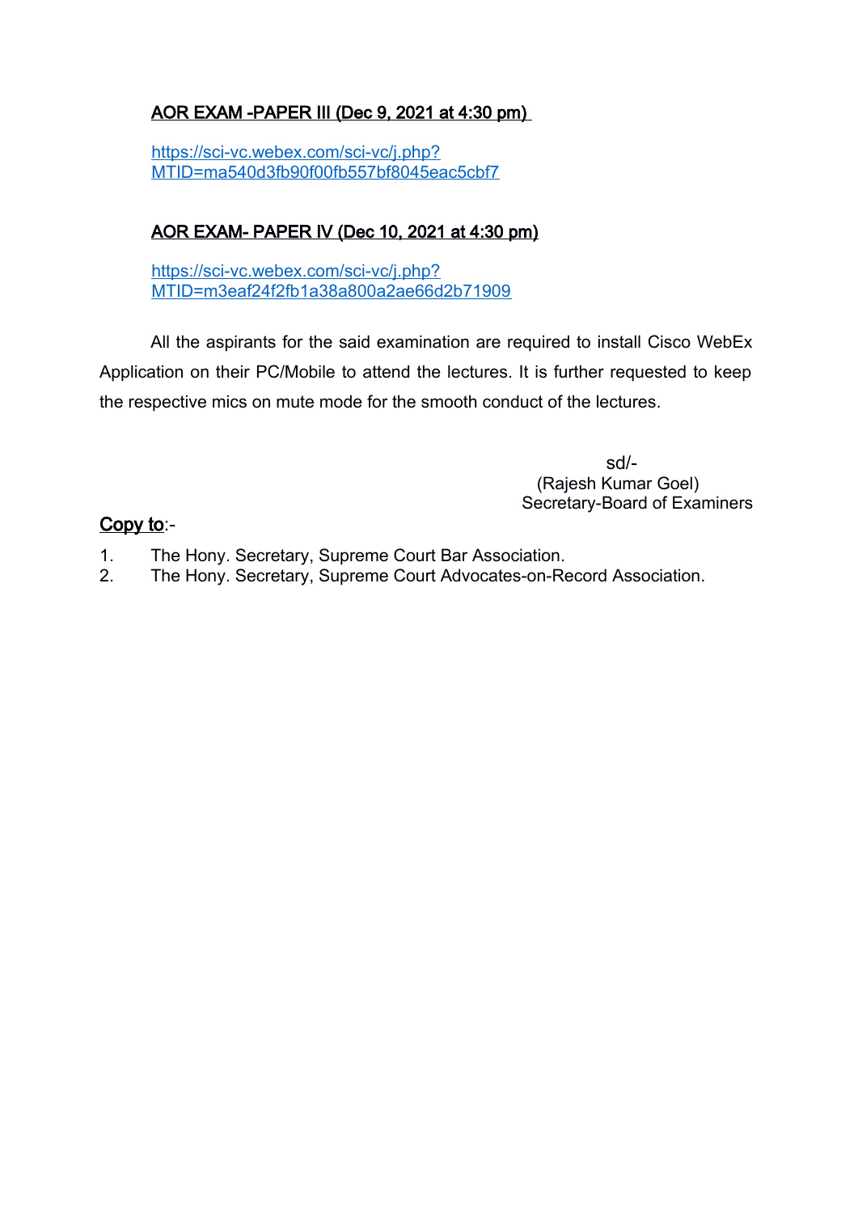**AOR EXAM -PAPER III (Dec 9, 2021 at 4:30 pm)**

https://sci-vc.webex.com/sci-vc/j.php?MTID=ma540d3fb90f00fb557bf8045eac5cbf7

**AOR EXAM- PAPER IV (Dec 10, 2021 at 4:30 pm)**

https://sci-vc.webex.com/sci-vc/j.php?MTID=m3eaf24f2fb1a38a800a2ae66d2b71909

All the aspirants for the said examination are required to install Cisco WebEx Application on their PC/Mobile to attend the lectures. It is further requested to keep the respective mics on mute mode for the smooth conduct of the lectures.

sd/-
(Rajesh Kumar Goel)
Secretary-Board of Examiners

**Copy to**:-

1. The Hony. Secretary, Supreme Court Bar Association.
2. The Hony. Secretary, Supreme Court Advocates-on-Record Association.